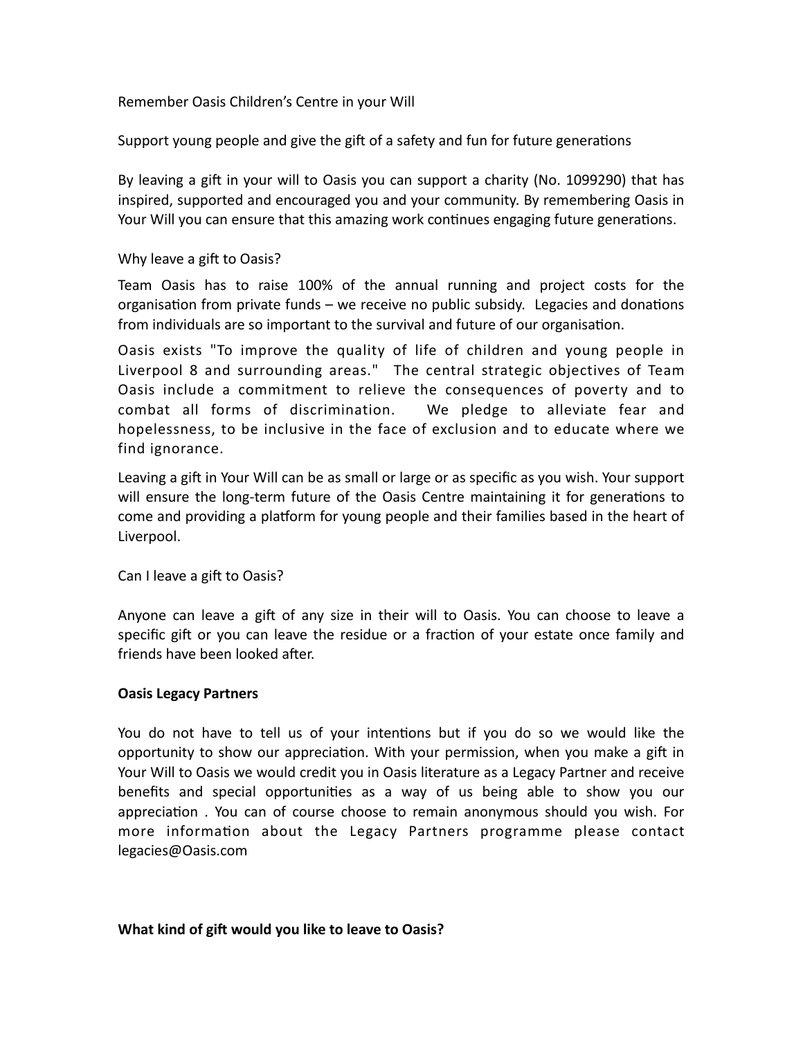Remember Oasis Children's Centre in your Will

Support young people and give the gift of a safety and fun for future generations

By leaving a gift in your will to Oasis you can support a charity (No. 1099290) that has inspired, supported and encouraged you and your community. By remembering Oasis in Your Will you can ensure that this amazing work continues engaging future generations.

Why leave a gift to Oasis?

Team Oasis has to raise 100% of the annual running and project costs for the organisation from private funds – we receive no public subsidy. Legacies and donations from individuals are so important to the survival and future of our organisation.

Oasis exists "To improve the quality of life of children and young people in Liverpool 8 and surrounding areas." The central strategic objectives of Team Oasis include a commitment to relieve the consequences of poverty and to combat all forms of discrimination. We pledge to alleviate fear and hopelessness, to be inclusive in the face of exclusion and to educate where we find ignorance.

Leaving a gift in Your Will can be as small or large or as specific as you wish. Your support will ensure the long-term future of the Oasis Centre maintaining it for generations to come and providing a platform for young people and their families based in the heart of Liverpool.

Can I leave a gift to Oasis?

Anyone can leave a gift of any size in their will to Oasis. You can choose to leave a specific gift or you can leave the residue or a fraction of your estate once family and friends have been looked after.

**Oasis Legacy Partners**

You do not have to tell us of your intentions but if you do so we would like the opportunity to show our appreciation. With your permission, when you make a gift in Your Will to Oasis we would credit you in Oasis literature as a Legacy Partner and receive benefits and special opportunities as a way of us being able to show you our appreciation . You can of course choose to remain anonymous should you wish. For more information about the Legacy Partners programme please contact legacies@Oasis.com

**What kind of gift would you like to leave to Oasis?**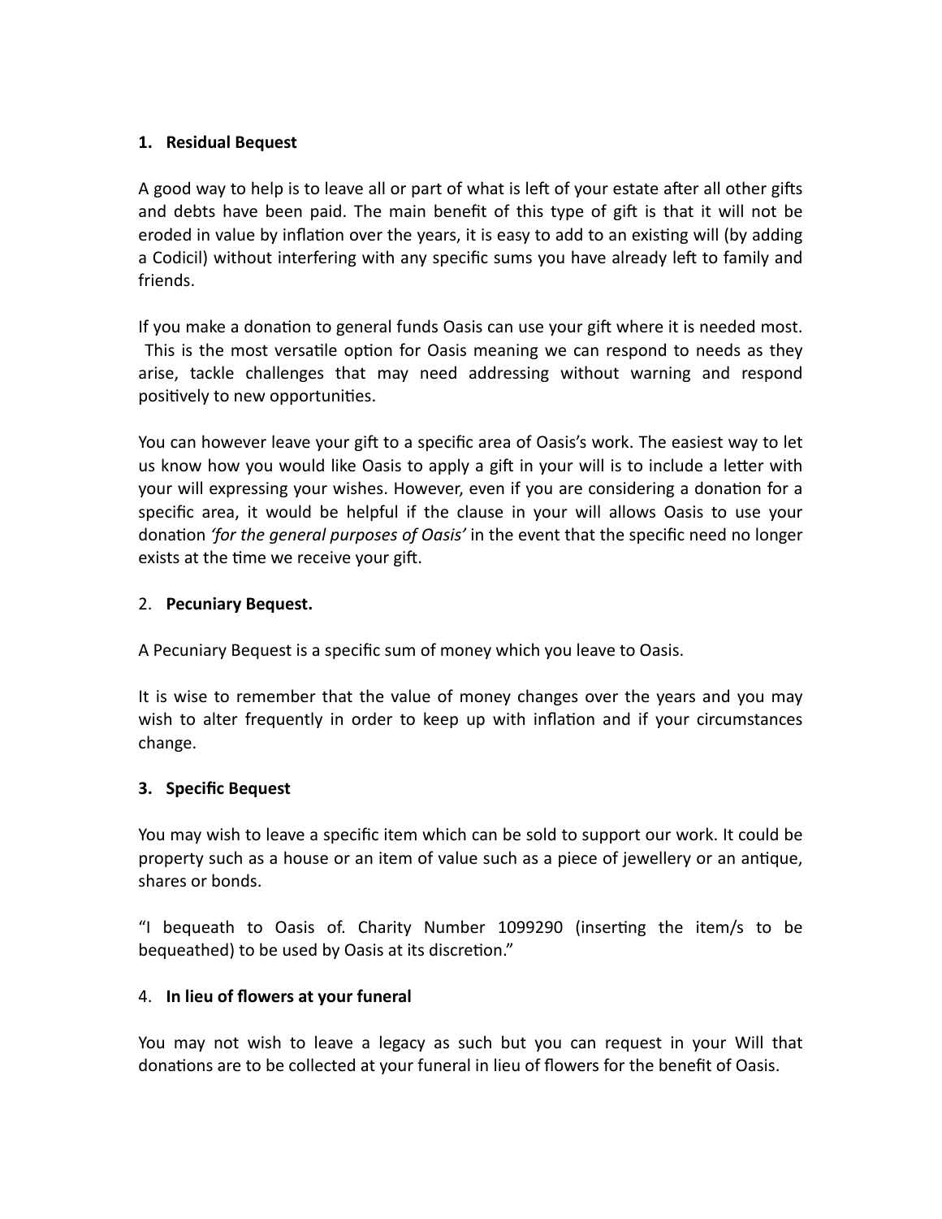1. **Residual Bequest**

A good way to help is to leave all or part of what is left of your estate after all other gifts and debts have been paid. The main benefit of this type of gift is that it will not be eroded in value by inflation over the years, it is easy to add to an existing will (by adding a Codicil) without interfering with any specific sums you have already left to family and friends.

If you make a donation to general funds Oasis can use your gift where it is needed most. This is the most versatile option for Oasis meaning we can respond to needs as they arise, tackle challenges that may need addressing without warning and respond positively to new opportunities.

You can however leave your gift to a specific area of Oasis's work. The easiest way to let us know how you would like Oasis to apply a gift in your will is to include a letter with your will expressing your wishes. However, even if you are considering a donation for a specific area, it would be helpful if the clause in your will allows Oasis to use your donation *'for the general purposes of Oasis'* in the event that the specific need no longer exists at the time we receive your gift.

2. **Pecuniary Bequest.**

A Pecuniary Bequest is a specific sum of money which you leave to Oasis.

It is wise to remember that the value of money changes over the years and you may wish to alter frequently in order to keep up with inflation and if your circumstances change.

3. **Specific Bequest**

You may wish to leave a specific item which can be sold to support our work. It could be property such as a house or an item of value such as a piece of jewellery or an antique, shares or bonds.

"I bequeath to Oasis of. Charity Number 1099290 (inserting the item/s to be bequeathed) to be used by Oasis at its discretion."

4. **In lieu of flowers at your funeral**

You may not wish to leave a legacy as such but you can request in your Will that donations are to be collected at your funeral in lieu of flowers for the benefit of Oasis.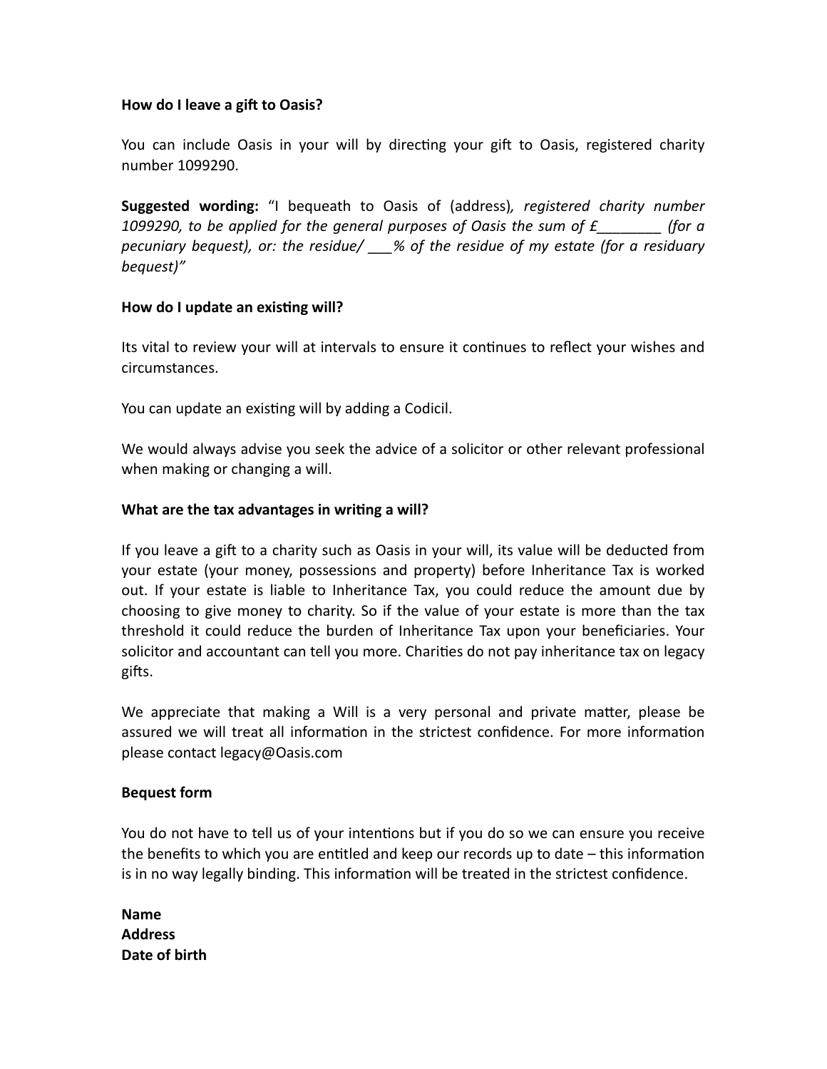**How do I leave a gift to Oasis?**

You can include Oasis in your will by directing your gift to Oasis, registered charity number 1099290.

**Suggested wording:** "I bequeath to Oasis of (address)*, registered charity number 1099290, to be applied for the general purposes of Oasis the sum of £________ (for a pecuniary bequest), or: the residue/ ___% of the residue of my estate (for a residuary bequest)"*

**How do I update an existing will?**

Its vital to review your will at intervals to ensure it continues to reflect your wishes and circumstances.

You can update an existing will by adding a Codicil.

We would always advise you seek the advice of a solicitor or other relevant professional when making or changing a will.

**What are the tax advantages in writing a will?**

If you leave a gift to a charity such as Oasis in your will, its value will be deducted from your estate (your money, possessions and property) before Inheritance Tax is worked out. If your estate is liable to Inheritance Tax, you could reduce the amount due by choosing to give money to charity. So if the value of your estate is more than the tax threshold it could reduce the burden of Inheritance Tax upon your beneficiaries. Your solicitor and accountant can tell you more. Charities do not pay inheritance tax on legacy gifts.

We appreciate that making a Will is a very personal and private matter, please be assured we will treat all information in the strictest confidence. For more information please contact legacy@Oasis.com

**Bequest form**

You do not have to tell us of your intentions but if you do so we can ensure you receive the benefits to which you are entitled and keep our records up to date – this information is in no way legally binding. This information will be treated in the strictest confidence.

**Name**
**Address**
**Date of birth**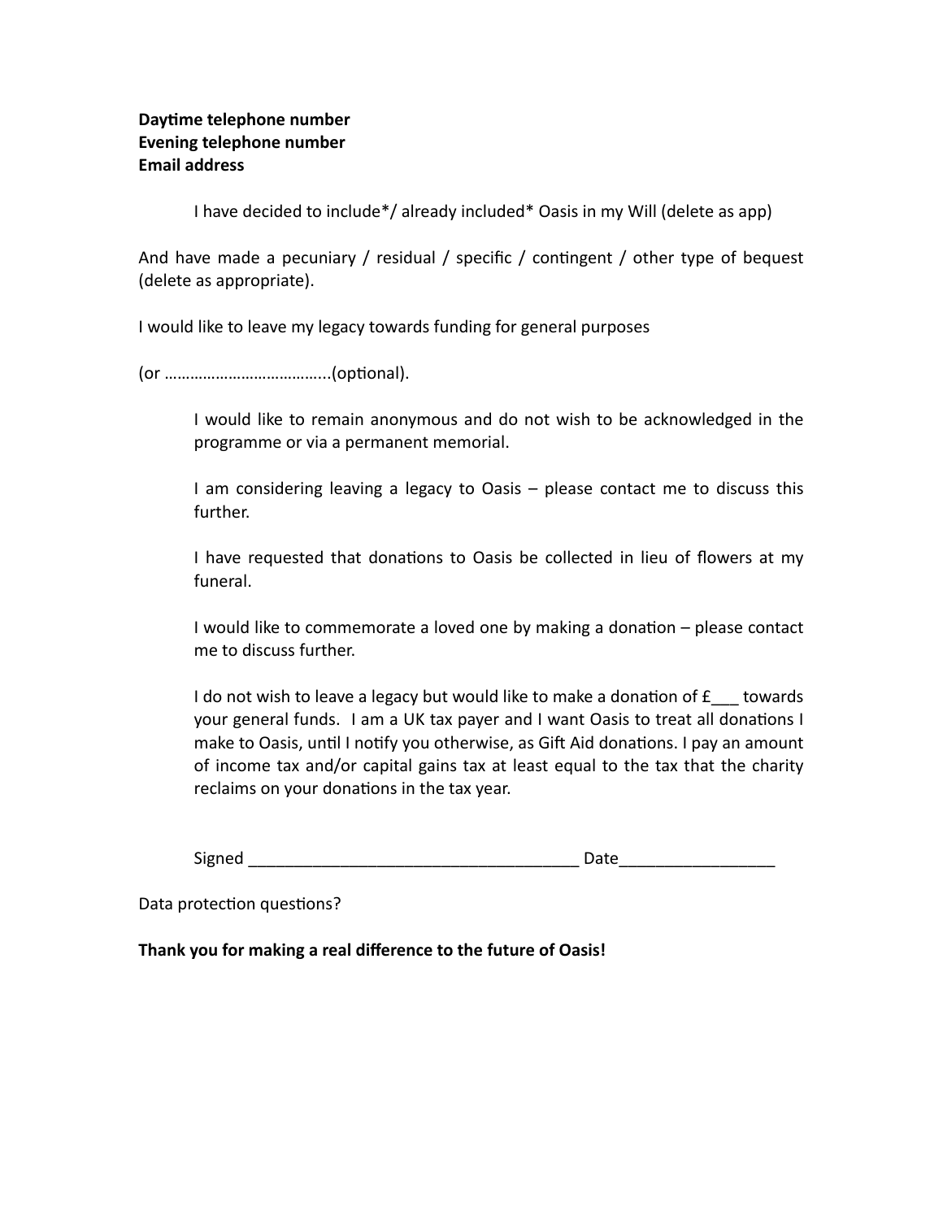**Daytime telephone number**
**Evening telephone number**
**Email address**

I have decided to include*/ already included* Oasis in my Will (delete as app)

And have made a pecuniary / residual / specific / contingent / other type of bequest (delete as appropriate).

I would like to leave my legacy towards funding for general purposes

(or ………………………………..(optional).

I would like to remain anonymous and do not wish to be acknowledged in the programme or via a permanent memorial.

I am considering leaving a legacy to Oasis – please contact me to discuss this further.

I have requested that donations to Oasis be collected in lieu of flowers at my funeral.

I would like to commemorate a loved one by making a donation – please contact me to discuss further.

I do not wish to leave a legacy but would like to make a donation of £___ towards your general funds. I am a UK tax payer and I want Oasis to treat all donations I make to Oasis, until I notify you otherwise, as Gift Aid donations. I pay an amount of income tax and/or capital gains tax at least equal to the tax that the charity reclaims on your donations in the tax year.

Signed _____________________________________ Date_________________

Data protection questions?

**Thank you for making a real difference to the future of Oasis!**